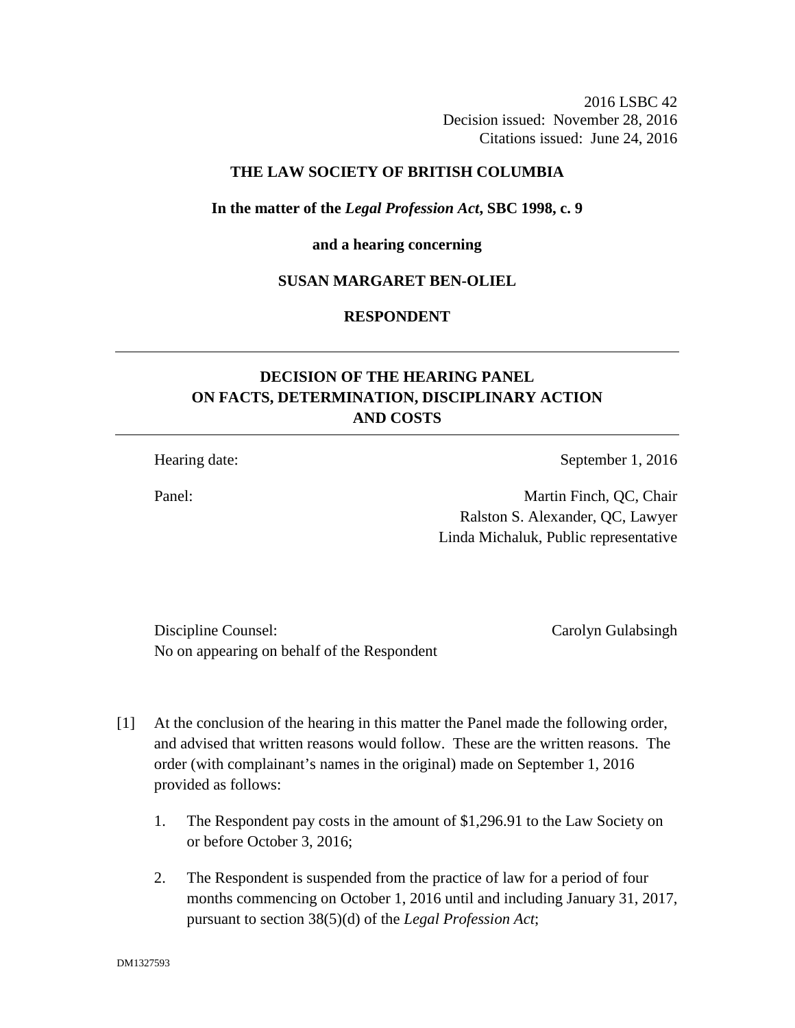2016 LSBC 42
Decision issued: November 28, 2016
Citations issued: June 24, 2016

**THE LAW SOCIETY OF BRITISH COLUMBIA**

**In the matter of the *Legal Profession Act*, SBC 1998, c. 9**

**and a hearing concerning**

**SUSAN MARGARET BEN-OLIEL**

**RESPONDENT**

---

## DECISION OF THE HEARING PANEL ON FACTS, DETERMINATION, DISCIPLINARY ACTION AND COSTS

---

Hearing date: September 1, 2016

Panel: Martin Finch, QC, Chair
Ralston S. Alexander, QC, Lawyer
Linda Michaluk, Public representative

Discipline Counsel: Carolyn Gulabsingh
No on appearing on behalf of the Respondent

[1] At the conclusion of the hearing in this matter the Panel made the following order, and advised that written reasons would follow. These are the written reasons. The order (with complainant's names in the original) made on September 1, 2016 provided as follows:

1. The Respondent pay costs in the amount of $1,296.91 to the Law Society on or before October 3, 2016;

2. The Respondent is suspended from the practice of law for a period of four months commencing on October 1, 2016 until and including January 31, 2017, pursuant to section 38(5)(d) of the *Legal Profession Act*;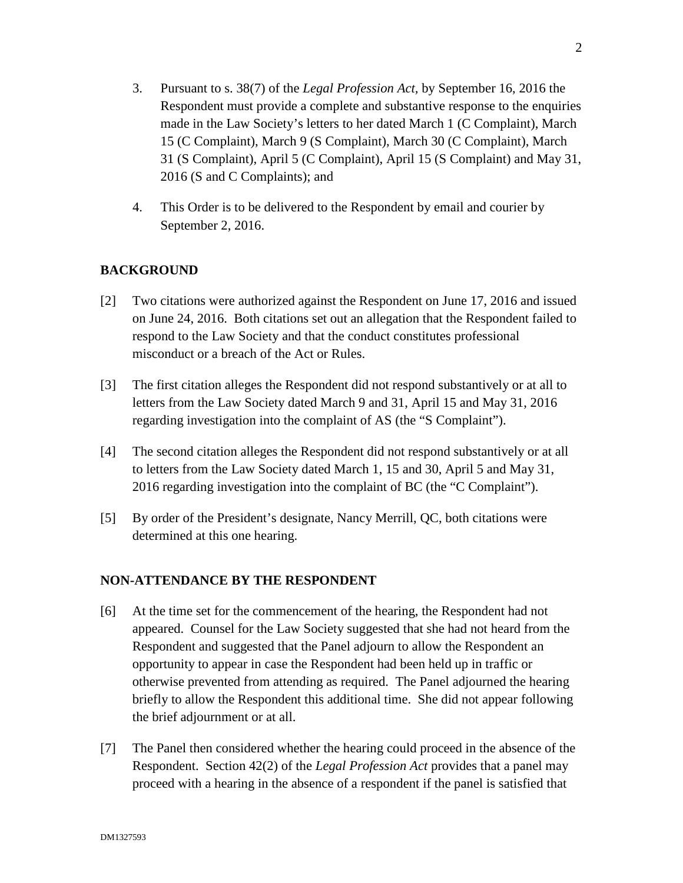3. Pursuant to s. 38(7) of the *Legal Profession Act,* by September 16, 2016 the Respondent must provide a complete and substantive response to the enquiries made in the Law Society's letters to her dated March 1 (C Complaint), March 15 (C Complaint), March 9 (S Complaint), March 30 (C Complaint), March 31 (S Complaint), April 5 (C Complaint), April 15 (S Complaint) and May 31, 2016 (S and C Complaints); and

4. This Order is to be delivered to the Respondent by email and courier by September 2, 2016.

## BACKGROUND

[2] Two citations were authorized against the Respondent on June 17, 2016 and issued on June 24, 2016. Both citations set out an allegation that the Respondent failed to respond to the Law Society and that the conduct constitutes professional misconduct or a breach of the Act or Rules.

[3] The first citation alleges the Respondent did not respond substantively or at all to letters from the Law Society dated March 9 and 31, April 15 and May 31, 2016 regarding investigation into the complaint of AS (the "S Complaint").

[4] The second citation alleges the Respondent did not respond substantively or at all to letters from the Law Society dated March 1, 15 and 30, April 5 and May 31, 2016 regarding investigation into the complaint of BC (the "C Complaint").

[5] By order of the President's designate, Nancy Merrill, QC, both citations were determined at this one hearing.

## NON-ATTENDANCE BY THE RESPONDENT

[6] At the time set for the commencement of the hearing, the Respondent had not appeared. Counsel for the Law Society suggested that she had not heard from the Respondent and suggested that the Panel adjourn to allow the Respondent an opportunity to appear in case the Respondent had been held up in traffic or otherwise prevented from attending as required. The Panel adjourned the hearing briefly to allow the Respondent this additional time. She did not appear following the brief adjournment or at all.

[7] The Panel then considered whether the hearing could proceed in the absence of the Respondent. Section 42(2) of the *Legal Profession Act* provides that a panel may proceed with a hearing in the absence of a respondent if the panel is satisfied that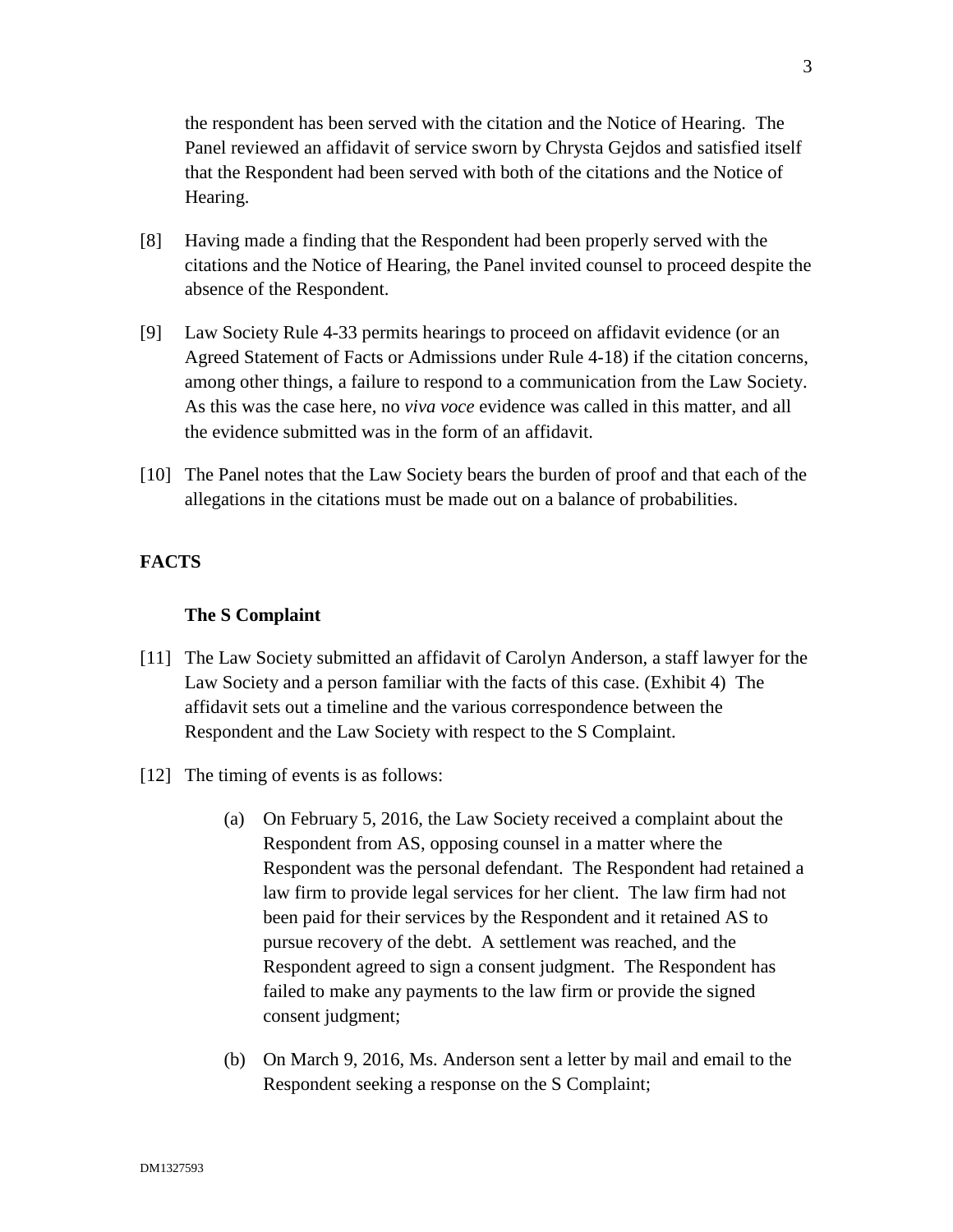the respondent has been served with the citation and the Notice of Hearing. The Panel reviewed an affidavit of service sworn by Chrysta Gejdos and satisfied itself that the Respondent had been served with both of the citations and the Notice of Hearing.

[8] Having made a finding that the Respondent had been properly served with the citations and the Notice of Hearing, the Panel invited counsel to proceed despite the absence of the Respondent.

[9] Law Society Rule 4-33 permits hearings to proceed on affidavit evidence (or an Agreed Statement of Facts or Admissions under Rule 4-18) if the citation concerns, among other things, a failure to respond to a communication from the Law Society. As this was the case here, no *viva voce* evidence was called in this matter, and all the evidence submitted was in the form of an affidavit.

[10] The Panel notes that the Law Society bears the burden of proof and that each of the allegations in the citations must be made out on a balance of probabilities.

## FACTS

### The S Complaint

[11] The Law Society submitted an affidavit of Carolyn Anderson, a staff lawyer for the Law Society and a person familiar with the facts of this case. (Exhibit 4) The affidavit sets out a timeline and the various correspondence between the Respondent and the Law Society with respect to the S Complaint.

[12] The timing of events is as follows:

(a) On February 5, 2016, the Law Society received a complaint about the Respondent from AS, opposing counsel in a matter where the Respondent was the personal defendant. The Respondent had retained a law firm to provide legal services for her client. The law firm had not been paid for their services by the Respondent and it retained AS to pursue recovery of the debt. A settlement was reached, and the Respondent agreed to sign a consent judgment. The Respondent has failed to make any payments to the law firm or provide the signed consent judgment;

(b) On March 9, 2016, Ms. Anderson sent a letter by mail and email to the Respondent seeking a response on the S Complaint;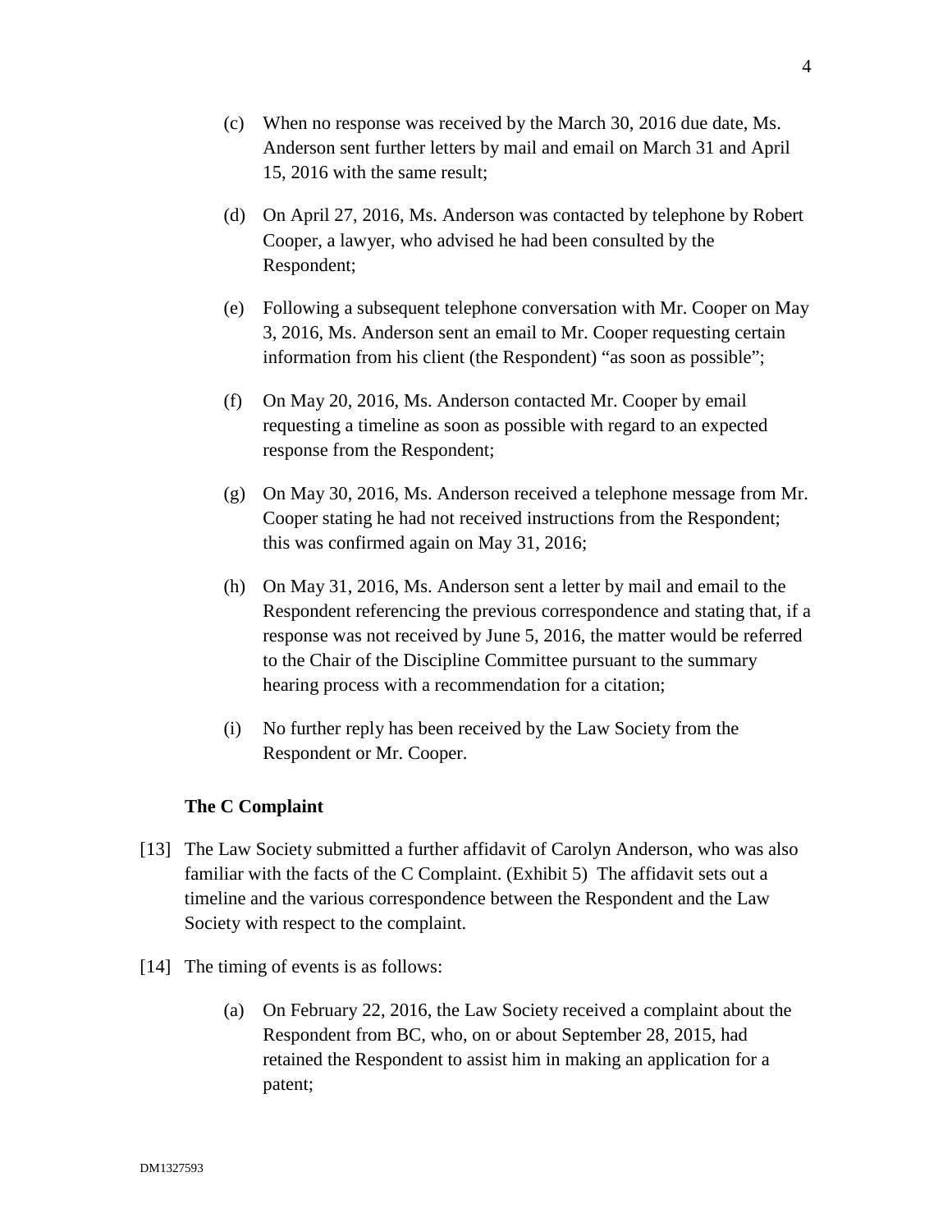(c) When no response was received by the March 30, 2016 due date, Ms. Anderson sent further letters by mail and email on March 31 and April 15, 2016 with the same result;

(d) On April 27, 2016, Ms. Anderson was contacted by telephone by Robert Cooper, a lawyer, who advised he had been consulted by the Respondent;

(e) Following a subsequent telephone conversation with Mr. Cooper on May 3, 2016, Ms. Anderson sent an email to Mr. Cooper requesting certain information from his client (the Respondent) "as soon as possible";

(f) On May 20, 2016, Ms. Anderson contacted Mr. Cooper by email requesting a timeline as soon as possible with regard to an expected response from the Respondent;

(g) On May 30, 2016, Ms. Anderson received a telephone message from Mr. Cooper stating he had not received instructions from the Respondent; this was confirmed again on May 31, 2016;

(h) On May 31, 2016, Ms. Anderson sent a letter by mail and email to the Respondent referencing the previous correspondence and stating that, if a response was not received by June 5, 2016, the matter would be referred to the Chair of the Discipline Committee pursuant to the summary hearing process with a recommendation for a citation;

(i) No further reply has been received by the Law Society from the Respondent or Mr. Cooper.

**The C Complaint**

[13] The Law Society submitted a further affidavit of Carolyn Anderson, who was also familiar with the facts of the C Complaint. (Exhibit 5) The affidavit sets out a timeline and the various correspondence between the Respondent and the Law Society with respect to the complaint.

[14] The timing of events is as follows:

(a) On February 22, 2016, the Law Society received a complaint about the Respondent from BC, who, on or about September 28, 2015, had retained the Respondent to assist him in making an application for a patent;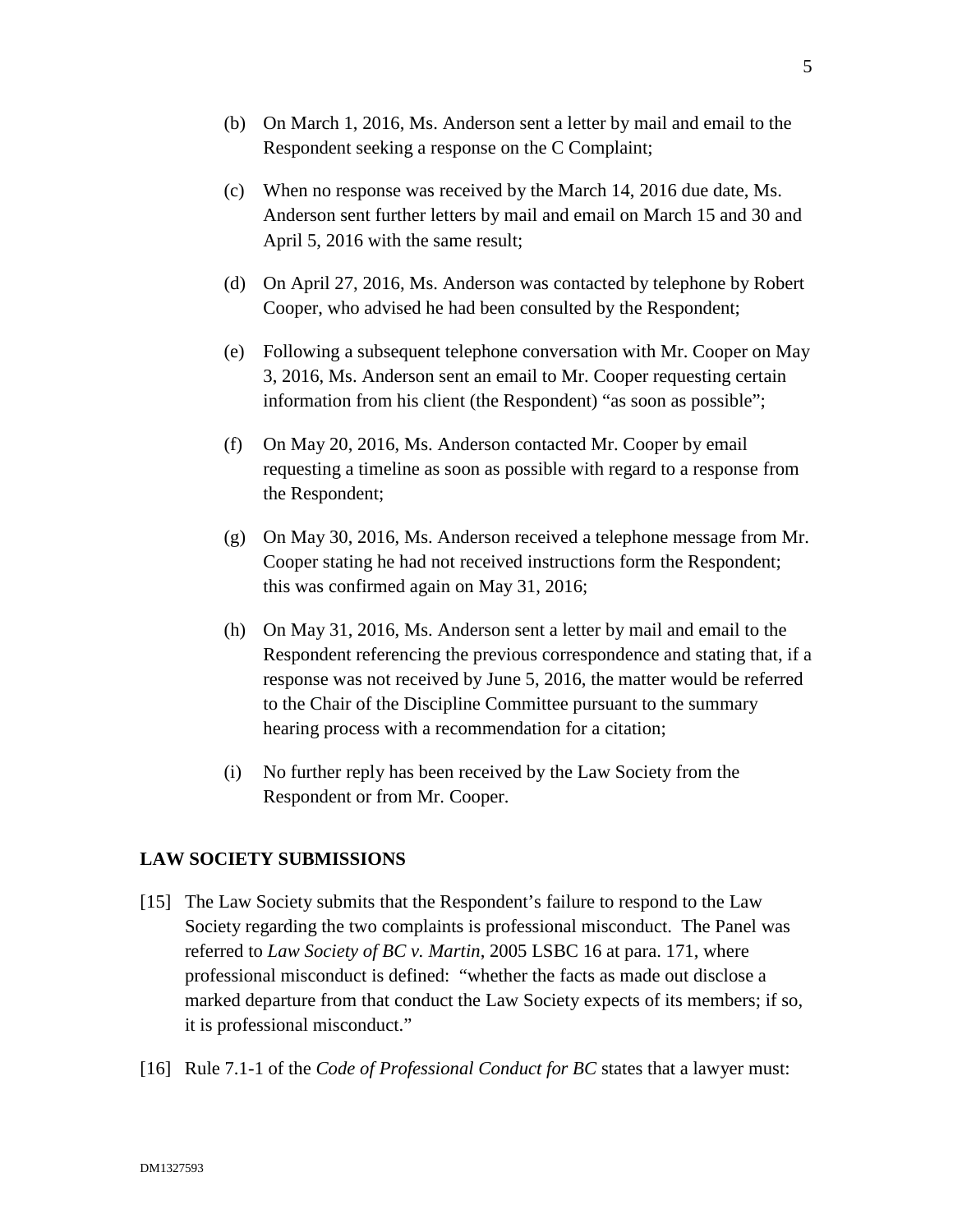(b) On March 1, 2016, Ms. Anderson sent a letter by mail and email to the Respondent seeking a response on the C Complaint;

(c) When no response was received by the March 14, 2016 due date, Ms. Anderson sent further letters by mail and email on March 15 and 30 and April 5, 2016 with the same result;

(d) On April 27, 2016, Ms. Anderson was contacted by telephone by Robert Cooper, who advised he had been consulted by the Respondent;

(e) Following a subsequent telephone conversation with Mr. Cooper on May 3, 2016, Ms. Anderson sent an email to Mr. Cooper requesting certain information from his client (the Respondent) "as soon as possible";

(f) On May 20, 2016, Ms. Anderson contacted Mr. Cooper by email requesting a timeline as soon as possible with regard to a response from the Respondent;

(g) On May 30, 2016, Ms. Anderson received a telephone message from Mr. Cooper stating he had not received instructions form the Respondent; this was confirmed again on May 31, 2016;

(h) On May 31, 2016, Ms. Anderson sent a letter by mail and email to the Respondent referencing the previous correspondence and stating that, if a response was not received by June 5, 2016, the matter would be referred to the Chair of the Discipline Committee pursuant to the summary hearing process with a recommendation for a citation;

(i) No further reply has been received by the Law Society from the Respondent or from Mr. Cooper.

## LAW SOCIETY SUBMISSIONS

[15] The Law Society submits that the Respondent's failure to respond to the Law Society regarding the two complaints is professional misconduct. The Panel was referred to *Law Society of BC v. Martin*, 2005 LSBC 16 at para. 171, where professional misconduct is defined: "whether the facts as made out disclose a marked departure from that conduct the Law Society expects of its members; if so, it is professional misconduct."

[16] Rule 7.1-1 of the *Code of Professional Conduct for BC* states that a lawyer must: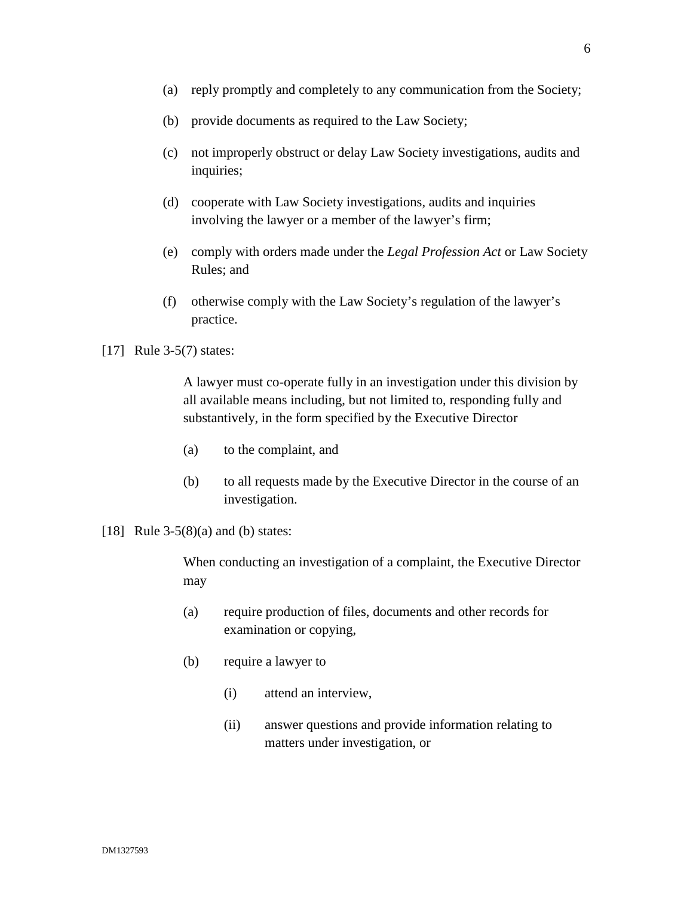(a) reply promptly and completely to any communication from the Society;

(b) provide documents as required to the Law Society;

(c) not improperly obstruct or delay Law Society investigations, audits and inquiries;

(d) cooperate with Law Society investigations, audits and inquiries involving the lawyer or a member of the lawyer's firm;

(e) comply with orders made under the *Legal Profession Act* or Law Society Rules; and

(f) otherwise comply with the Law Society's regulation of the lawyer's practice.

[17] Rule 3-5(7) states:

> A lawyer must co-operate fully in an investigation under this division by all available means including, but not limited to, responding fully and substantively, in the form specified by the Executive Director
>
> (a) to the complaint, and
>
> (b) to all requests made by the Executive Director in the course of an investigation.

[18] Rule 3-5(8)(a) and (b) states:

> When conducting an investigation of a complaint, the Executive Director may
>
> (a) require production of files, documents and other records for examination or copying,
>
> (b) require a lawyer to
>
> (i) attend an interview,
>
> (ii) answer questions and provide information relating to matters under investigation, or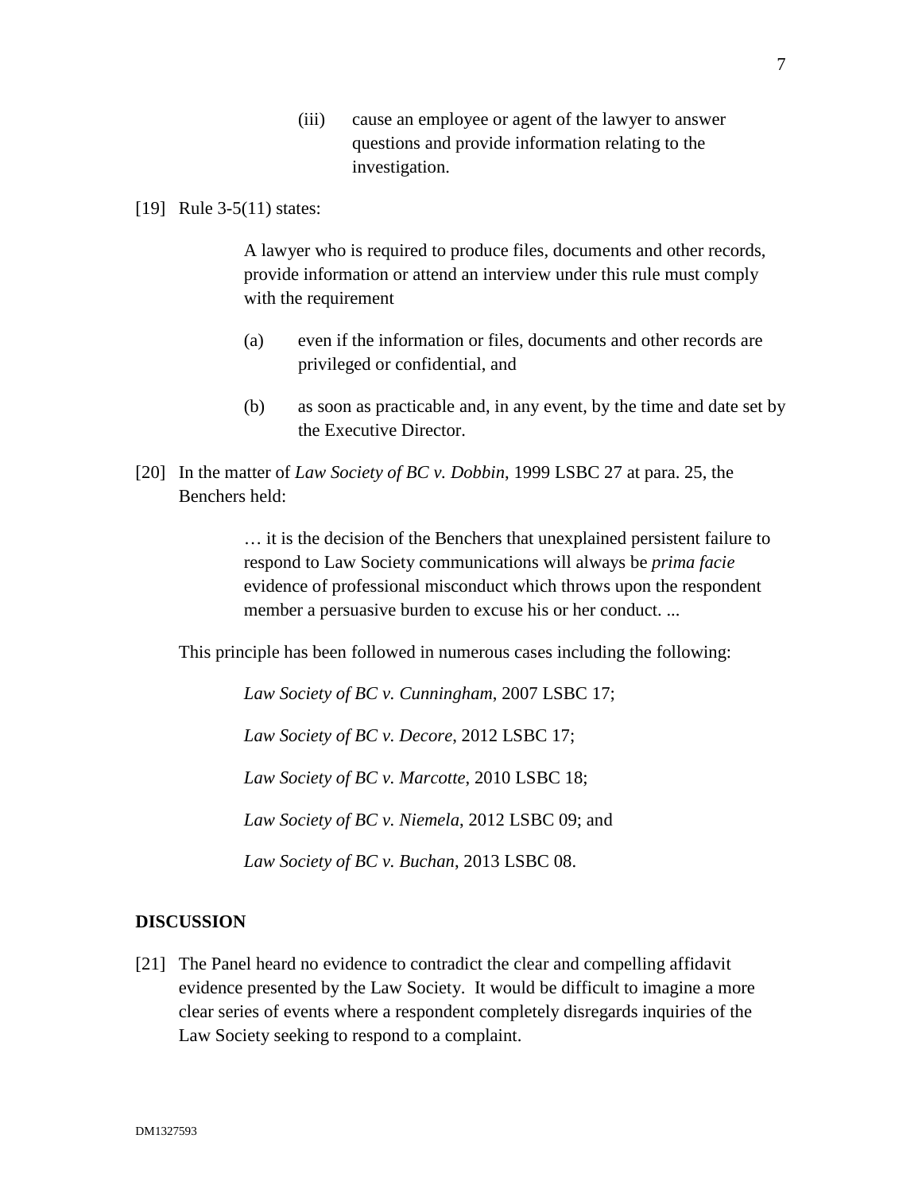(iii) cause an employee or agent of the lawyer to answer questions and provide information relating to the investigation.

[19] Rule 3-5(11) states:

> A lawyer who is required to produce files, documents and other records, provide information or attend an interview under this rule must comply with the requirement
>
> (a) even if the information or files, documents and other records are privileged or confidential, and
>
> (b) as soon as practicable and, in any event, by the time and date set by the Executive Director.

[20] In the matter of *Law Society of BC v. Dobbin*, 1999 LSBC 27 at para. 25, the Benchers held:

> … it is the decision of the Benchers that unexplained persistent failure to respond to Law Society communications will always be *prima facie* evidence of professional misconduct which throws upon the respondent member a persuasive burden to excuse his or her conduct. ...

This principle has been followed in numerous cases including the following:

> *Law Society of BC v. Cunningham*, 2007 LSBC 17;
>
> *Law Society of BC v. Decore*, 2012 LSBC 17;
>
> *Law Society of BC v. Marcotte*, 2010 LSBC 18;
>
> *Law Society of BC v. Niemela*, 2012 LSBC 09; and
>
> *Law Society of BC v. Buchan*, 2013 LSBC 08.

## DISCUSSION

[21] The Panel heard no evidence to contradict the clear and compelling affidavit evidence presented by the Law Society. It would be difficult to imagine a more clear series of events where a respondent completely disregards inquiries of the Law Society seeking to respond to a complaint.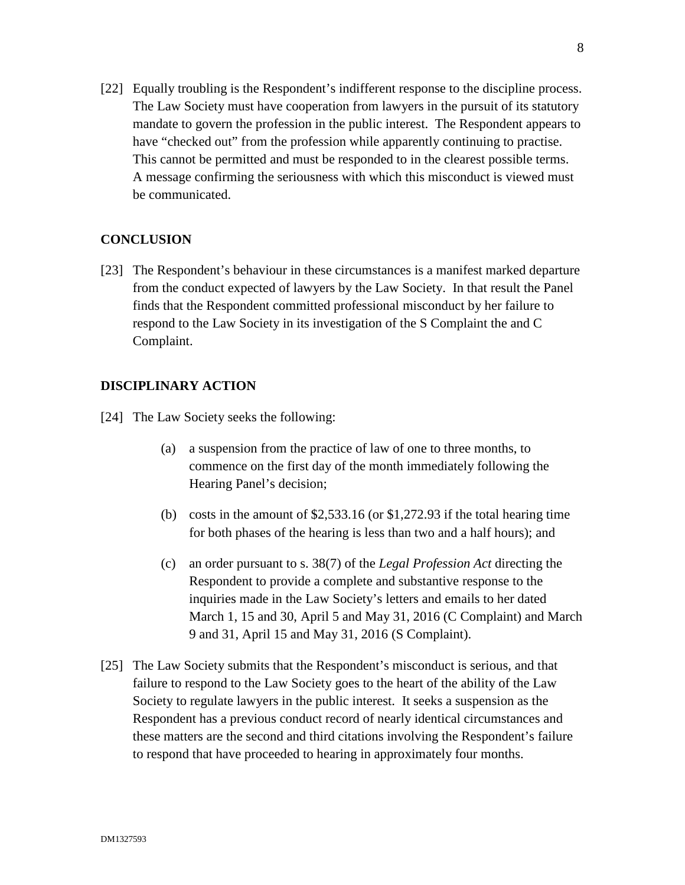[22] Equally troubling is the Respondent's indifferent response to the discipline process. The Law Society must have cooperation from lawyers in the pursuit of its statutory mandate to govern the profession in the public interest. The Respondent appears to have "checked out" from the profession while apparently continuing to practise. This cannot be permitted and must be responded to in the clearest possible terms. A message confirming the seriousness with which this misconduct is viewed must be communicated.

## CONCLUSION

[23] The Respondent's behaviour in these circumstances is a manifest marked departure from the conduct expected of lawyers by the Law Society. In that result the Panel finds that the Respondent committed professional misconduct by her failure to respond to the Law Society in its investigation of the S Complaint the and C Complaint.

## DISCIPLINARY ACTION

[24] The Law Society seeks the following:

(a) a suspension from the practice of law of one to three months, to commence on the first day of the month immediately following the Hearing Panel's decision;

(b) costs in the amount of $2,533.16 (or $1,272.93 if the total hearing time for both phases of the hearing is less than two and a half hours); and

(c) an order pursuant to s. 38(7) of the *Legal Profession Act* directing the Respondent to provide a complete and substantive response to the inquiries made in the Law Society's letters and emails to her dated March 1, 15 and 30, April 5 and May 31, 2016 (C Complaint) and March 9 and 31, April 15 and May 31, 2016 (S Complaint).

[25] The Law Society submits that the Respondent's misconduct is serious, and that failure to respond to the Law Society goes to the heart of the ability of the Law Society to regulate lawyers in the public interest. It seeks a suspension as the Respondent has a previous conduct record of nearly identical circumstances and these matters are the second and third citations involving the Respondent's failure to respond that have proceeded to hearing in approximately four months.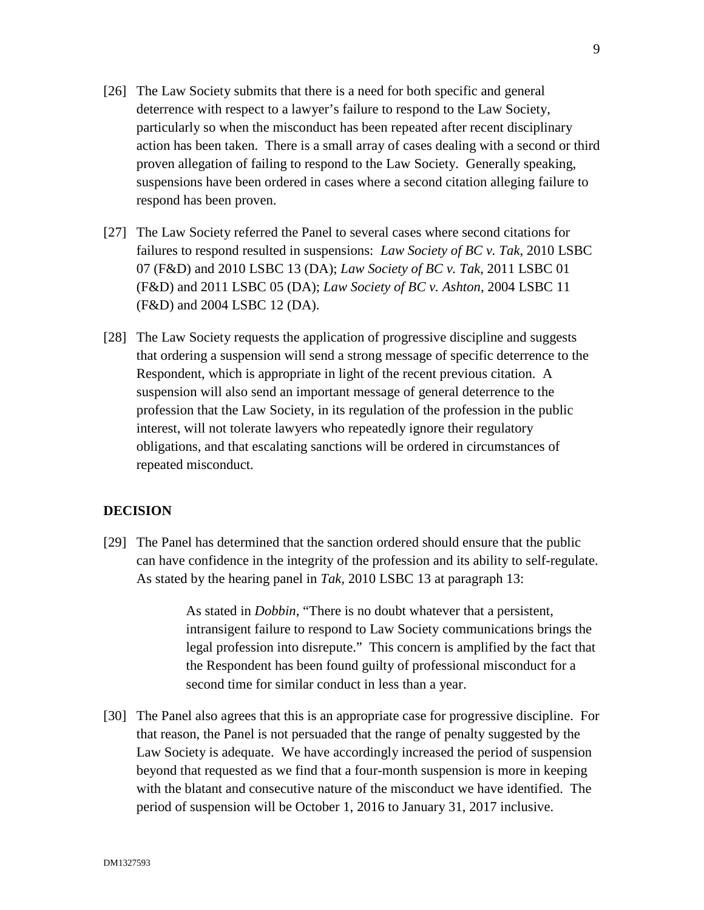[26] The Law Society submits that there is a need for both specific and general deterrence with respect to a lawyer's failure to respond to the Law Society, particularly so when the misconduct has been repeated after recent disciplinary action has been taken. There is a small array of cases dealing with a second or third proven allegation of failing to respond to the Law Society. Generally speaking, suspensions have been ordered in cases where a second citation alleging failure to respond has been proven.

[27] The Law Society referred the Panel to several cases where second citations for failures to respond resulted in suspensions: *Law Society of BC v. Tak*, 2010 LSBC 07 (F&D) and 2010 LSBC 13 (DA); *Law Society of BC v. Tak*, 2011 LSBC 01 (F&D) and 2011 LSBC 05 (DA); *Law Society of BC v. Ashton*, 2004 LSBC 11 (F&D) and 2004 LSBC 12 (DA).

[28] The Law Society requests the application of progressive discipline and suggests that ordering a suspension will send a strong message of specific deterrence to the Respondent, which is appropriate in light of the recent previous citation. A suspension will also send an important message of general deterrence to the profession that the Law Society, in its regulation of the profession in the public interest, will not tolerate lawyers who repeatedly ignore their regulatory obligations, and that escalating sanctions will be ordered in circumstances of repeated misconduct.

## DECISION

[29] The Panel has determined that the sanction ordered should ensure that the public can have confidence in the integrity of the profession and its ability to self-regulate. As stated by the hearing panel in *Tak*, 2010 LSBC 13 at paragraph 13:

> As stated in *Dobbin*, "There is no doubt whatever that a persistent, intransigent failure to respond to Law Society communications brings the legal profession into disrepute." This concern is amplified by the fact that the Respondent has been found guilty of professional misconduct for a second time for similar conduct in less than a year.

[30] The Panel also agrees that this is an appropriate case for progressive discipline. For that reason, the Panel is not persuaded that the range of penalty suggested by the Law Society is adequate. We have accordingly increased the period of suspension beyond that requested as we find that a four-month suspension is more in keeping with the blatant and consecutive nature of the misconduct we have identified. The period of suspension will be October 1, 2016 to January 31, 2017 inclusive.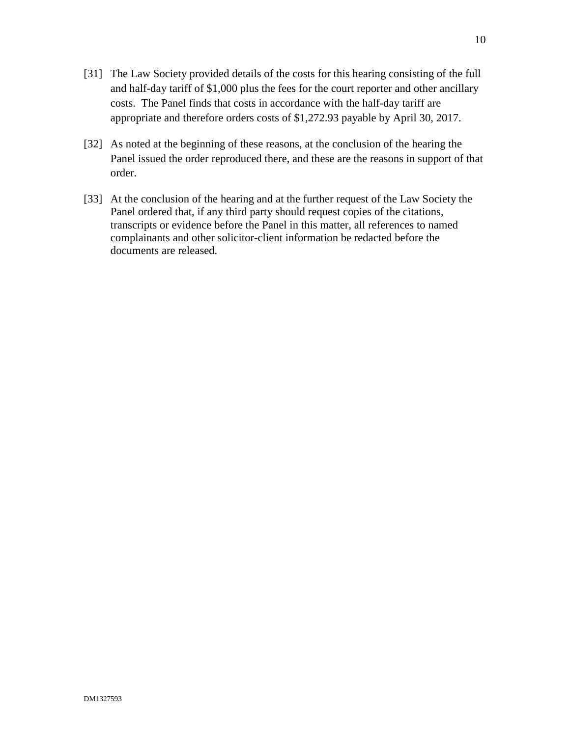[31] The Law Society provided details of the costs for this hearing consisting of the full and half-day tariff of $1,000 plus the fees for the court reporter and other ancillary costs. The Panel finds that costs in accordance with the half-day tariff are appropriate and therefore orders costs of $1,272.93 payable by April 30, 2017.

[32] As noted at the beginning of these reasons, at the conclusion of the hearing the Panel issued the order reproduced there, and these are the reasons in support of that order.

[33] At the conclusion of the hearing and at the further request of the Law Society the Panel ordered that, if any third party should request copies of the citations, transcripts or evidence before the Panel in this matter, all references to named complainants and other solicitor-client information be redacted before the documents are released.

DM1327593